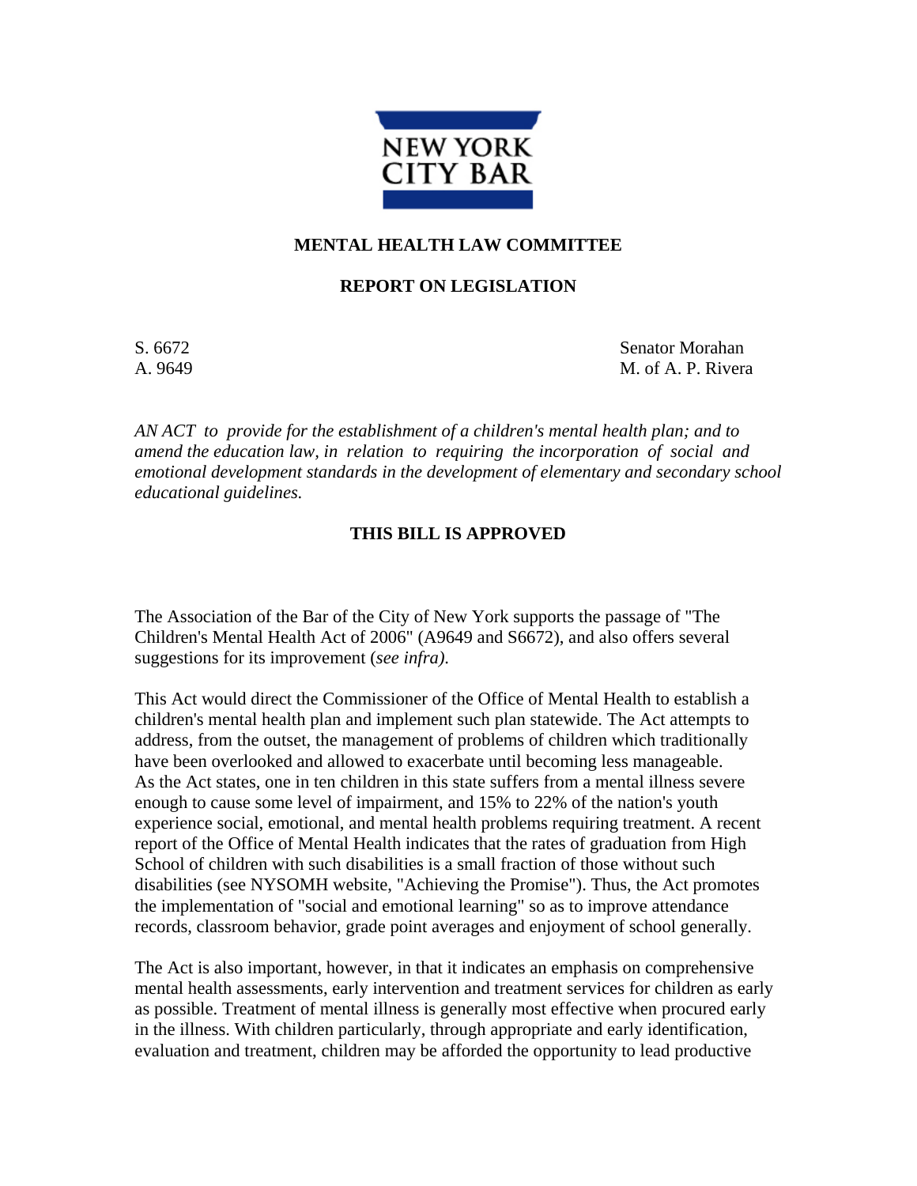NEW YORK CITY BAR

**MENTAL HEALTH LAW COMMITTEE**

**REPORT ON LEGISLATION**

S. 6672 Senator Morahan
A. 9649 M. of A. P. Rivera

*AN ACT to provide for the establishment of a children's mental health plan; and to amend the education law, in relation to requiring the incorporation of social and emotional development standards in the development of elementary and secondary school educational guidelines.*

**THIS BILL IS APPROVED**

The Association of the Bar of the City of New York supports the passage of "The Children's Mental Health Act of 2006" (A9649 and S6672), and also offers several suggestions for its improvement (*see infra).*

This Act would direct the Commissioner of the Office of Mental Health to establish a children's mental health plan and implement such plan statewide. The Act attempts to address, from the outset, the management of problems of children which traditionally have been overlooked and allowed to exacerbate until becoming less manageable. As the Act states, one in ten children in this state suffers from a mental illness severe enough to cause some level of impairment, and 15% to 22% of the nation's youth experience social, emotional, and mental health problems requiring treatment. A recent report of the Office of Mental Health indicates that the rates of graduation from High School of children with such disabilities is a small fraction of those without such disabilities (see NYSOMH website, "Achieving the Promise"). Thus, the Act promotes the implementation of "social and emotional learning" so as to improve attendance records, classroom behavior, grade point averages and enjoyment of school generally.

The Act is also important, however, in that it indicates an emphasis on comprehensive mental health assessments, early intervention and treatment services for children as early as possible. Treatment of mental illness is generally most effective when procured early in the illness. With children particularly, through appropriate and early identification, evaluation and treatment, children may be afforded the opportunity to lead productive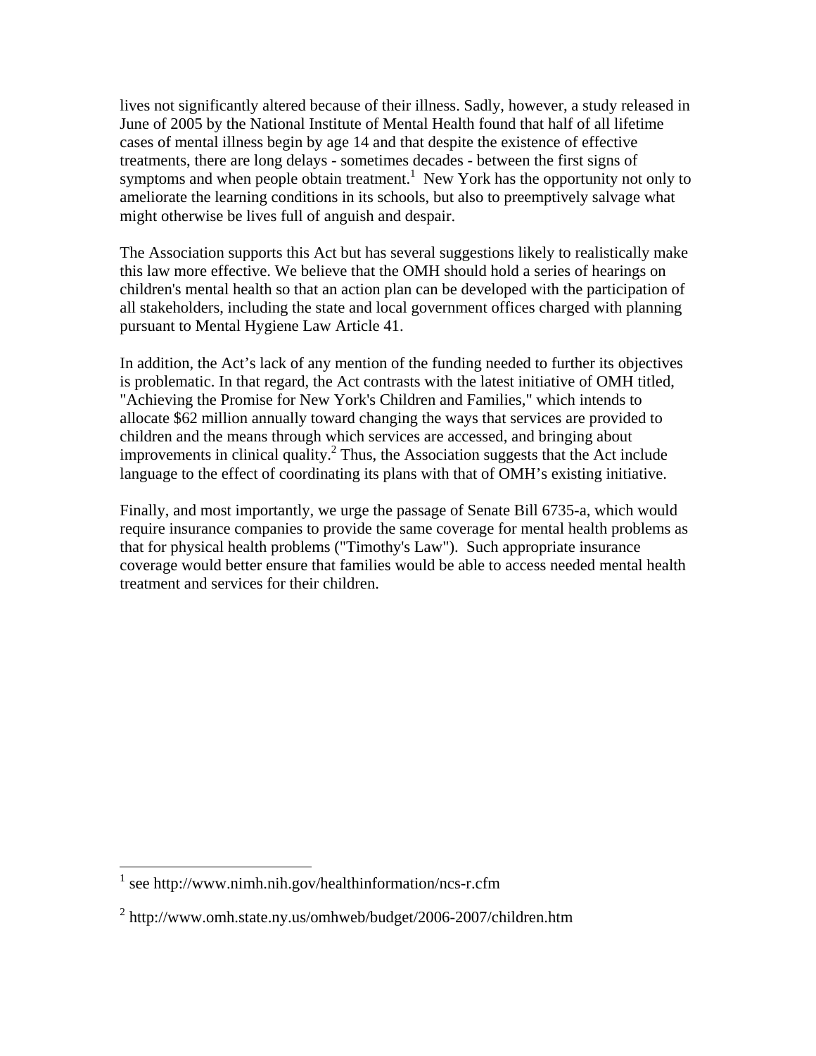lives not significantly altered because of their illness. Sadly, however, a study released in June of 2005 by the National Institute of Mental Health found that half of all lifetime cases of mental illness begin by age 14 and that despite the existence of effective treatments, there are long delays - sometimes decades - between the first signs of symptoms and when people obtain treatment.[1] New York has the opportunity not only to ameliorate the learning conditions in its schools, but also to preemptively salvage what might otherwise be lives full of anguish and despair.

The Association supports this Act but has several suggestions likely to realistically make this law more effective. We believe that the OMH should hold a series of hearings on children's mental health so that an action plan can be developed with the participation of all stakeholders, including the state and local government offices charged with planning pursuant to Mental Hygiene Law Article 41.

In addition, the Act's lack of any mention of the funding needed to further its objectives is problematic. In that regard, the Act contrasts with the latest initiative of OMH titled, "Achieving the Promise for New York's Children and Families," which intends to allocate $62 million annually toward changing the ways that services are provided to children and the means through which services are accessed, and bringing about improvements in clinical quality.[2] Thus, the Association suggests that the Act include language to the effect of coordinating its plans with that of OMH's existing initiative.

Finally, and most importantly, we urge the passage of Senate Bill 6735-a, which would require insurance companies to provide the same coverage for mental health problems as that for physical health problems ("Timothy's Law"). Such appropriate insurance coverage would better ensure that families would be able to access needed mental health treatment and services for their children.

---

[1] see http://www.nimh.nih.gov/healthinformation/ncs-r.cfm

[2] http://www.omh.state.ny.us/omhweb/budget/2006-2007/children.htm